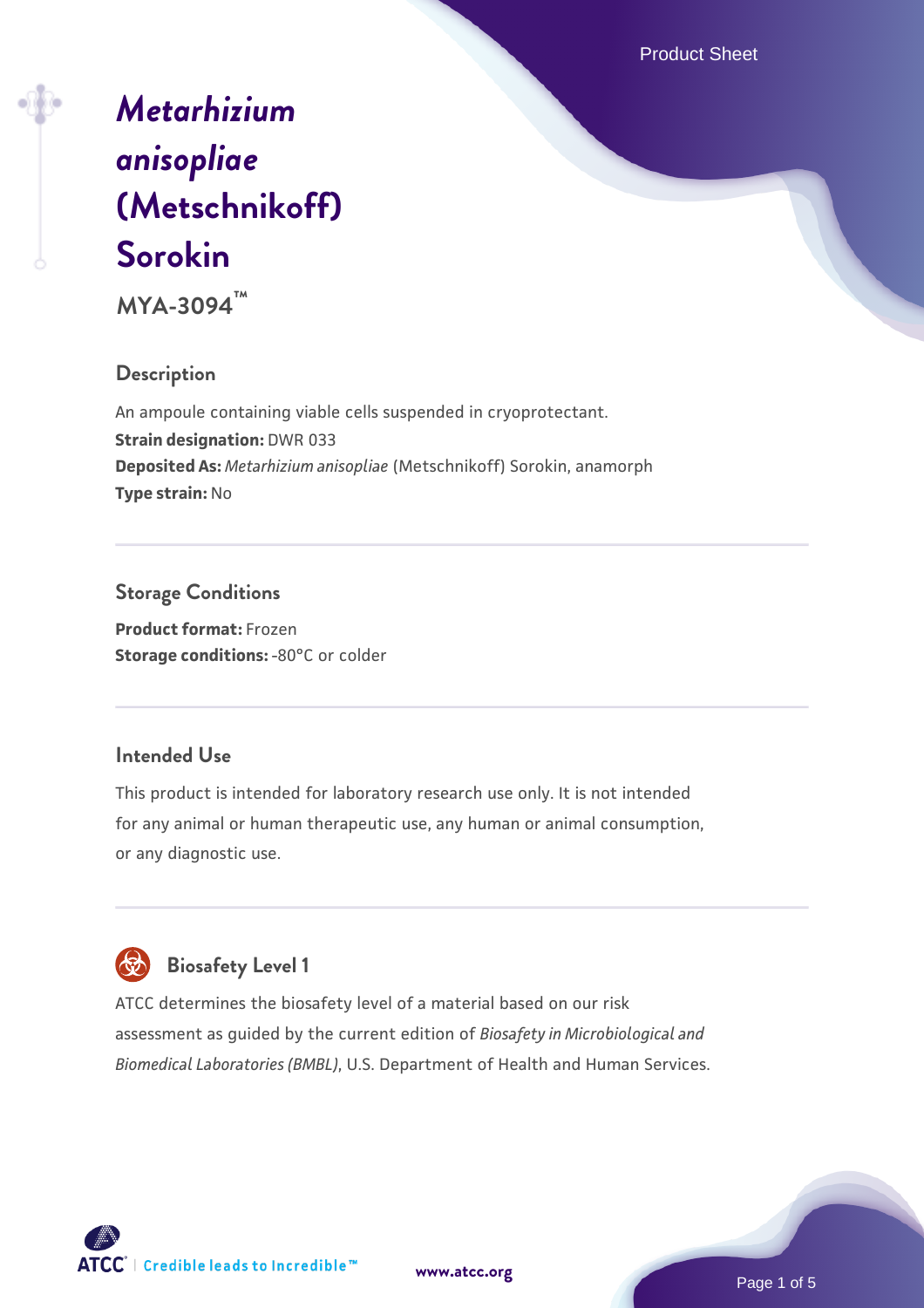# *Metarhizium anisopliae* (Metschnikoff) Sorokin

**MYA-3094™**

## Description

An ampoule containing viable cells suspended in cryoprotectant.

**Strain designation:** DWR 033

**Deposited As:** *Metarhizium anisopliae* (Metschnikoff) Sorokin, anamorph

**Type strain:** No

## Storage Conditions

**Product format:** Frozen

**Storage conditions:** -80°C or colder

## Intended Use

This product is intended for laboratory research use only. It is not intended for any animal or human therapeutic use, any human or animal consumption, or any diagnostic use.

## Biosafety Level 1

ATCC determines the biosafety level of a material based on our risk assessment as guided by the current edition of *Biosafety in Microbiological and Biomedical Laboratories (BMBL)*, U.S. Department of Health and Human Services.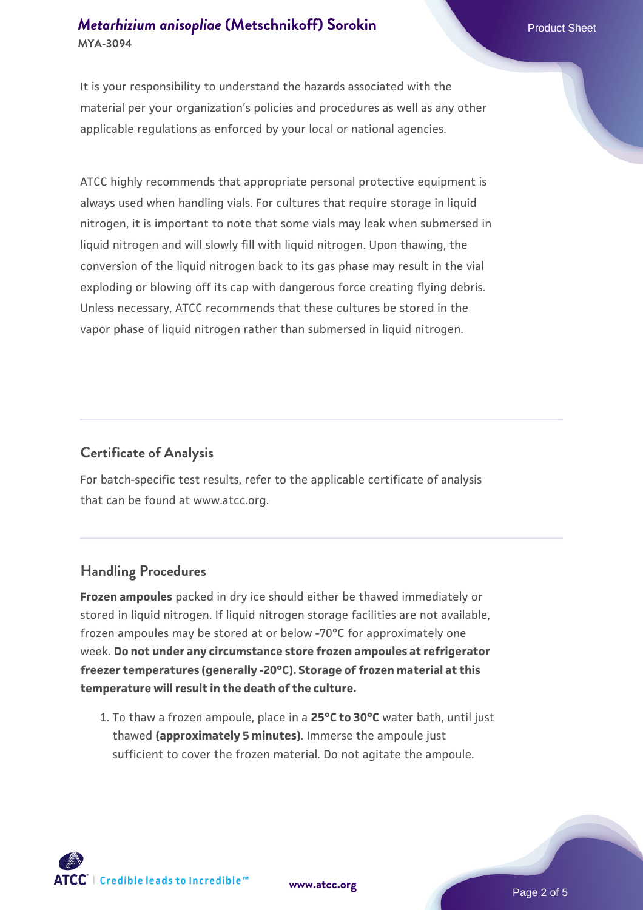It is your responsibility to understand the hazards associated with the material per your organization's policies and procedures as well as any other applicable regulations as enforced by your local or national agencies.

ATCC highly recommends that appropriate personal protective equipment is always used when handling vials. For cultures that require storage in liquid nitrogen, it is important to note that some vials may leak when submersed in liquid nitrogen and will slowly fill with liquid nitrogen. Upon thawing, the conversion of the liquid nitrogen back to its gas phase may result in the vial exploding or blowing off its cap with dangerous force creating flying debris. Unless necessary, ATCC recommends that these cultures be stored in the vapor phase of liquid nitrogen rather than submersed in liquid nitrogen.

## Certificate of Analysis

For batch-specific test results, refer to the applicable certificate of analysis that can be found at www.atcc.org.

## Handling Procedures

**Frozen ampoules** packed in dry ice should either be thawed immediately or stored in liquid nitrogen. If liquid nitrogen storage facilities are not available, frozen ampoules may be stored at or below -70°C for approximately one week. **Do not under any circumstance store frozen ampoules at refrigerator freezer temperatures (generally -20°C). Storage of frozen material at this temperature will result in the death of the culture.**

1. To thaw a frozen ampoule, place in a **25°C to 30°C** water bath, until just thawed **(approximately 5 minutes)**. Immerse the ampoule just sufficient to cover the frozen material. Do not agitate the ampoule.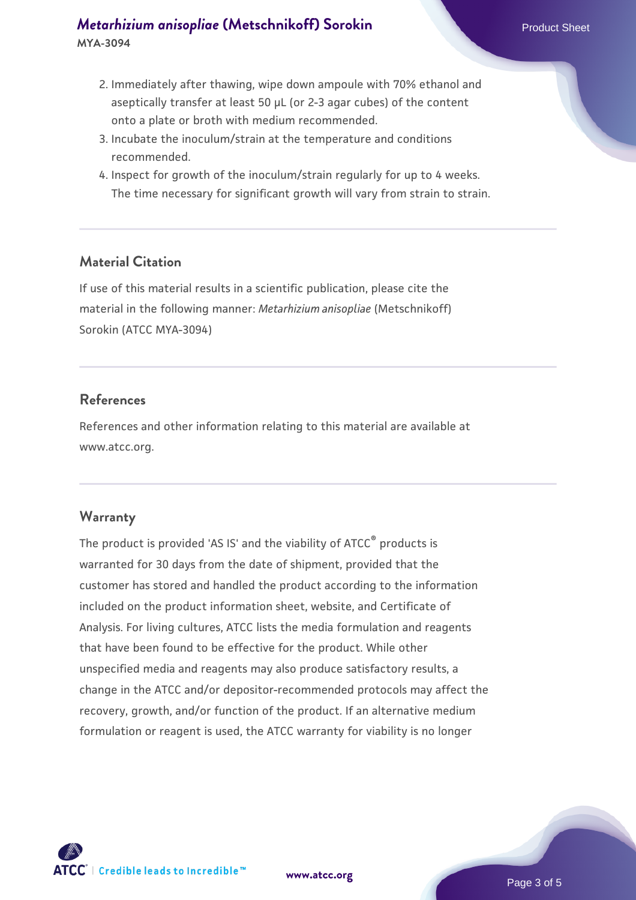2. Immediately after thawing, wipe down ampoule with 70% ethanol and aseptically transfer at least 50 µL (or 2-3 agar cubes) of the content onto a plate or broth with medium recommended.
3. Incubate the inoculum/strain at the temperature and conditions recommended.
4. Inspect for growth of the inoculum/strain regularly for up to 4 weeks. The time necessary for significant growth will vary from strain to strain.

## Material Citation

If use of this material results in a scientific publication, please cite the material in the following manner: *Metarhizium anisopliae* (Metschnikoff) Sorokin (ATCC MYA-3094)

## References

References and other information relating to this material are available at www.atcc.org.

## Warranty

The product is provided 'AS IS' and the viability of ATCC® products is warranted for 30 days from the date of shipment, provided that the customer has stored and handled the product according to the information included on the product information sheet, website, and Certificate of Analysis. For living cultures, ATCC lists the media formulation and reagents that have been found to be effective for the product. While other unspecified media and reagents may also produce satisfactory results, a change in the ATCC and/or depositor-recommended protocols may affect the recovery, growth, and/or function of the product. If an alternative medium formulation or reagent is used, the ATCC warranty for viability is no longer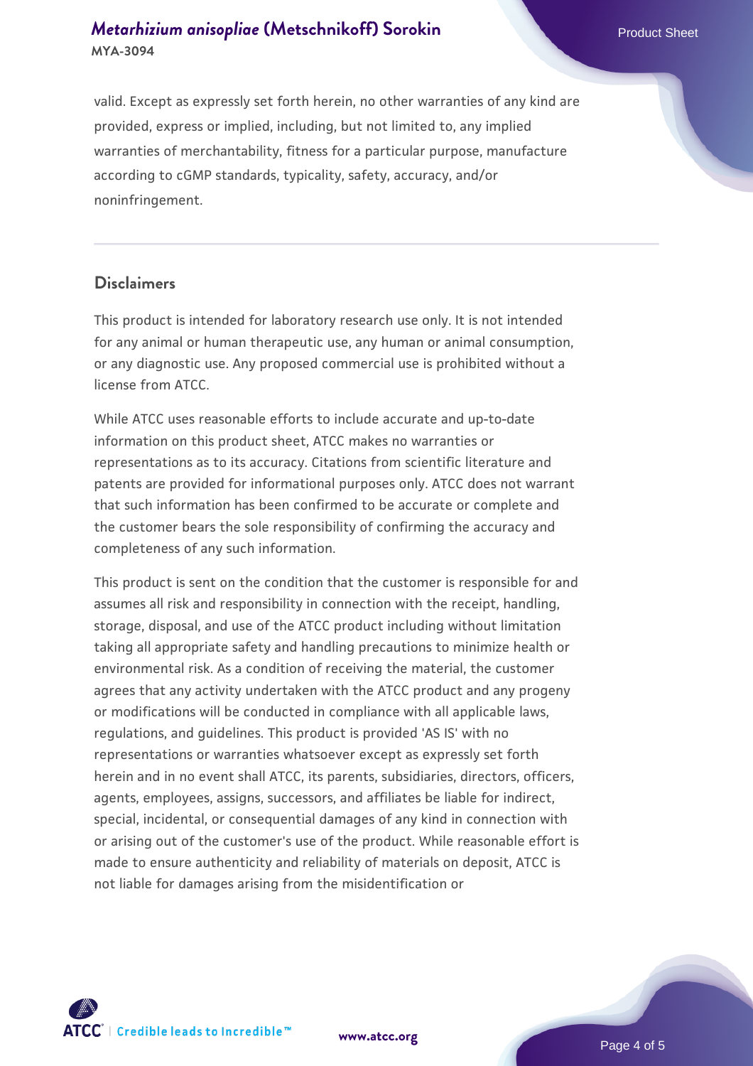valid. Except as expressly set forth herein, no other warranties of any kind are provided, express or implied, including, but not limited to, any implied warranties of merchantability, fitness for a particular purpose, manufacture according to cGMP standards, typicality, safety, accuracy, and/or noninfringement.

## Disclaimers

This product is intended for laboratory research use only. It is not intended for any animal or human therapeutic use, any human or animal consumption, or any diagnostic use. Any proposed commercial use is prohibited without a license from ATCC.

While ATCC uses reasonable efforts to include accurate and up-to-date information on this product sheet, ATCC makes no warranties or representations as to its accuracy. Citations from scientific literature and patents are provided for informational purposes only. ATCC does not warrant that such information has been confirmed to be accurate or complete and the customer bears the sole responsibility of confirming the accuracy and completeness of any such information.

This product is sent on the condition that the customer is responsible for and assumes all risk and responsibility in connection with the receipt, handling, storage, disposal, and use of the ATCC product including without limitation taking all appropriate safety and handling precautions to minimize health or environmental risk. As a condition of receiving the material, the customer agrees that any activity undertaken with the ATCC product and any progeny or modifications will be conducted in compliance with all applicable laws, regulations, and guidelines. This product is provided 'AS IS' with no representations or warranties whatsoever except as expressly set forth herein and in no event shall ATCC, its parents, subsidiaries, directors, officers, agents, employees, assigns, successors, and affiliates be liable for indirect, special, incidental, or consequential damages of any kind in connection with or arising out of the customer's use of the product. While reasonable effort is made to ensure authenticity and reliability of materials on deposit, ATCC is not liable for damages arising from the misidentification or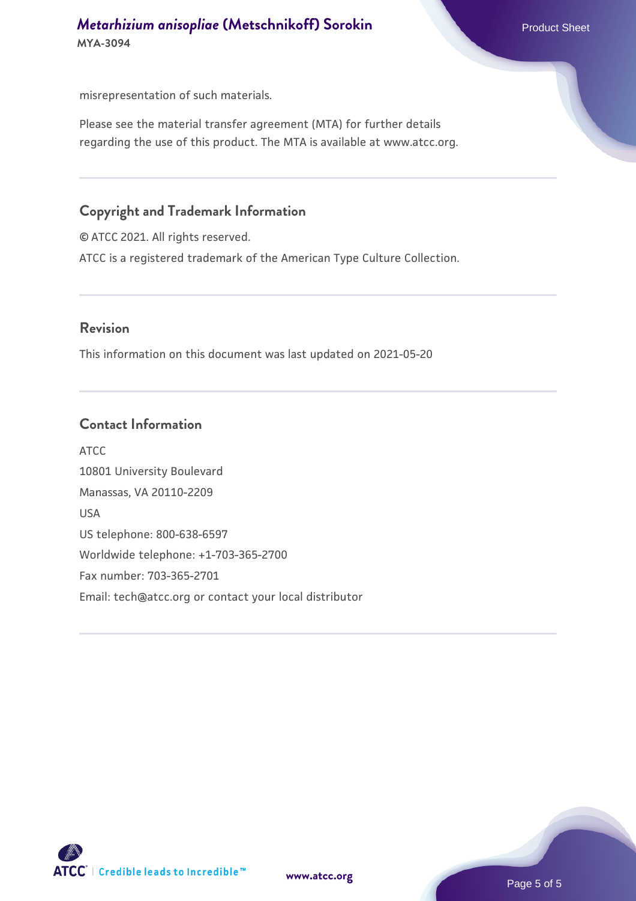misrepresentation of such materials.

Please see the material transfer agreement (MTA) for further details regarding the use of this product. The MTA is available at www.atcc.org.

## Copyright and Trademark Information

© ATCC 2021. All rights reserved.

ATCC is a registered trademark of the American Type Culture Collection.

## Revision

This information on this document was last updated on 2021-05-20

## Contact Information

ATCC
10801 University Boulevard
Manassas, VA 20110-2209
USA
US telephone: 800-638-6597
Worldwide telephone: +1-703-365-2700
Fax number: 703-365-2701
Email: tech@atcc.org or contact your local distributor